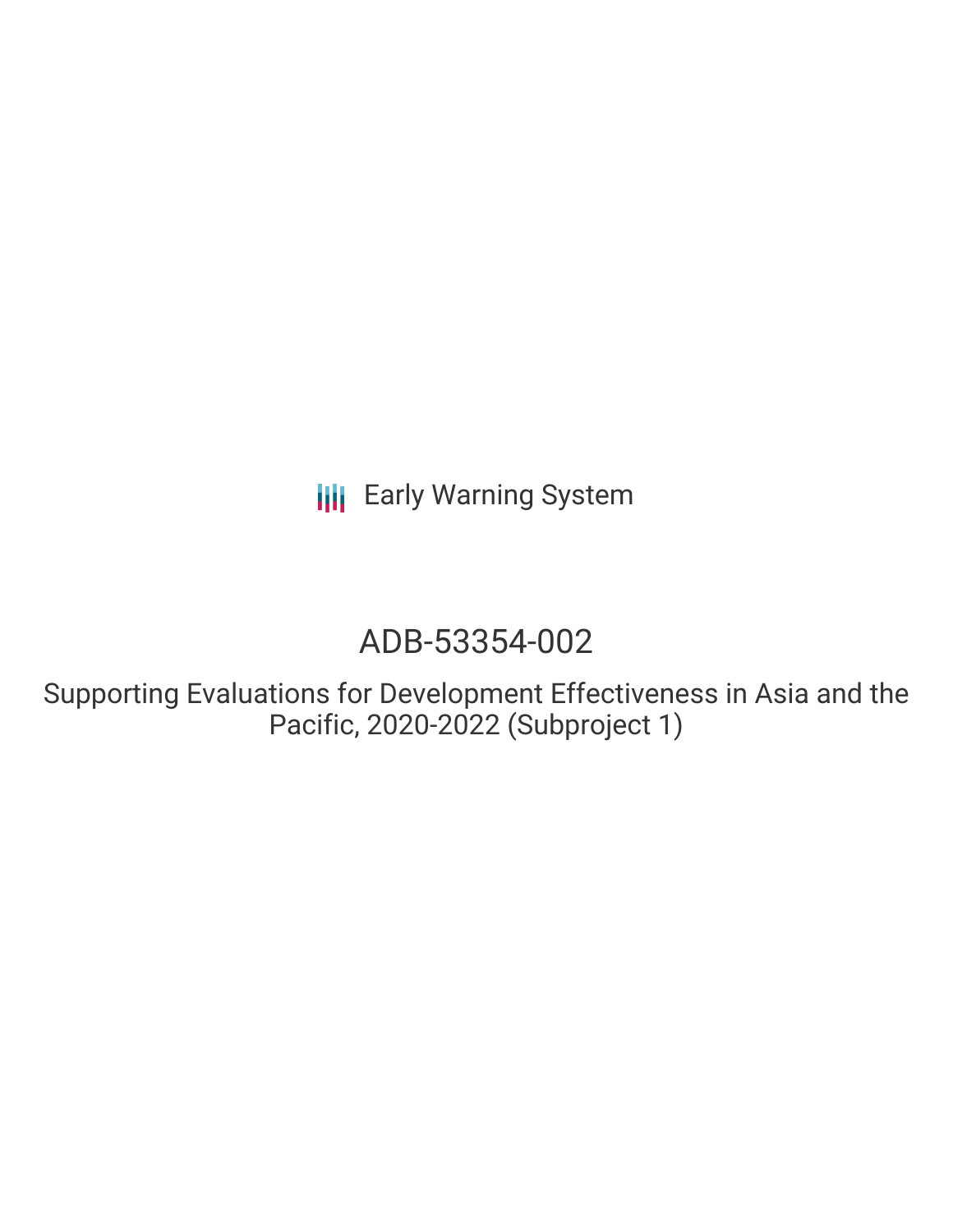Early Warning System

# ADB-53354-002

## Supporting Evaluations for Development Effectiveness in Asia and the Pacific, 2020-2022 (Subproject 1)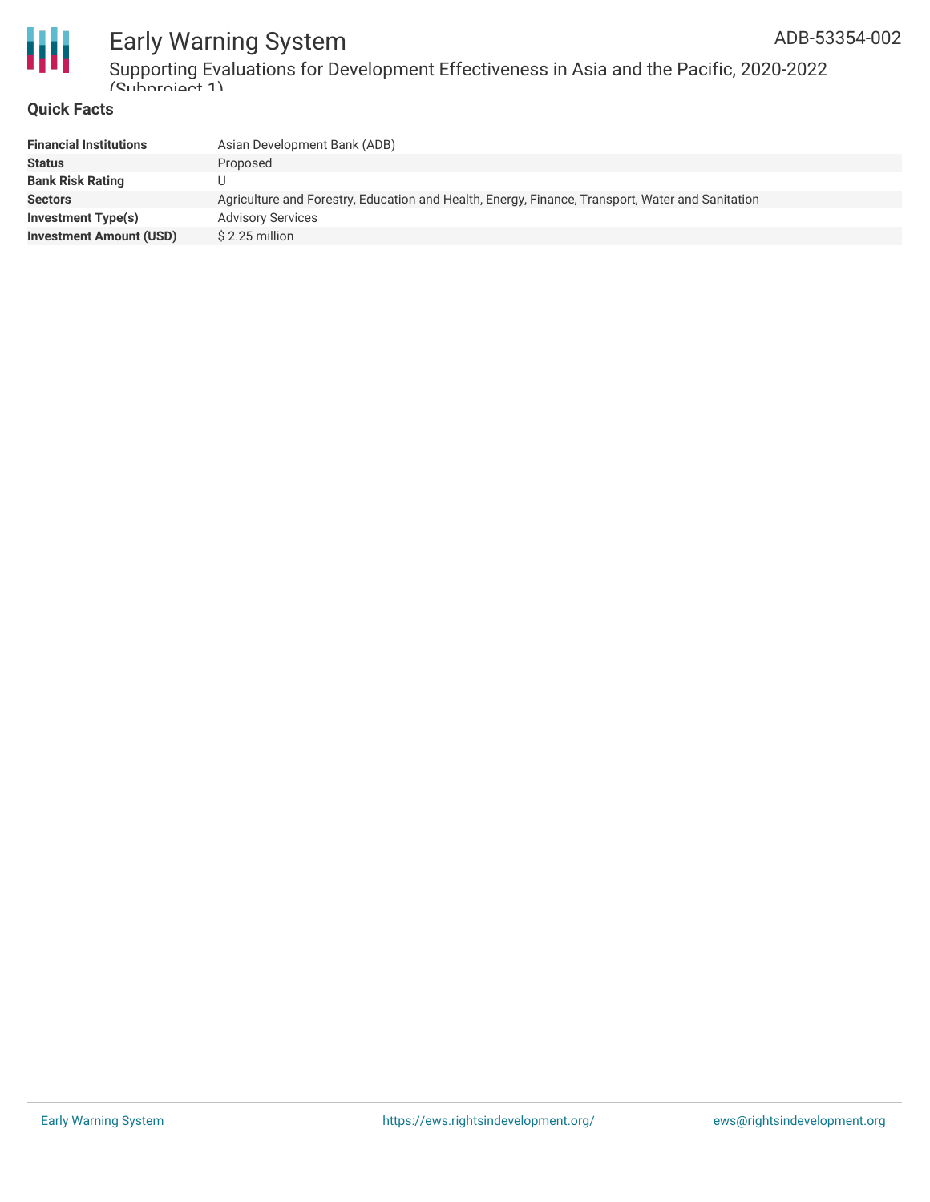## Quick Facts

| | |
|---|---|
| **Financial Institutions** | Asian Development Bank (ADB) |
| **Status** | Proposed |
| **Bank Risk Rating** | U |
| **Sectors** | Agriculture and Forestry, Education and Health, Energy, Finance, Transport, Water and Sanitation |
| **Investment Type(s)** | Advisory Services |
| **Investment Amount (USD)** | $ 2.25 million |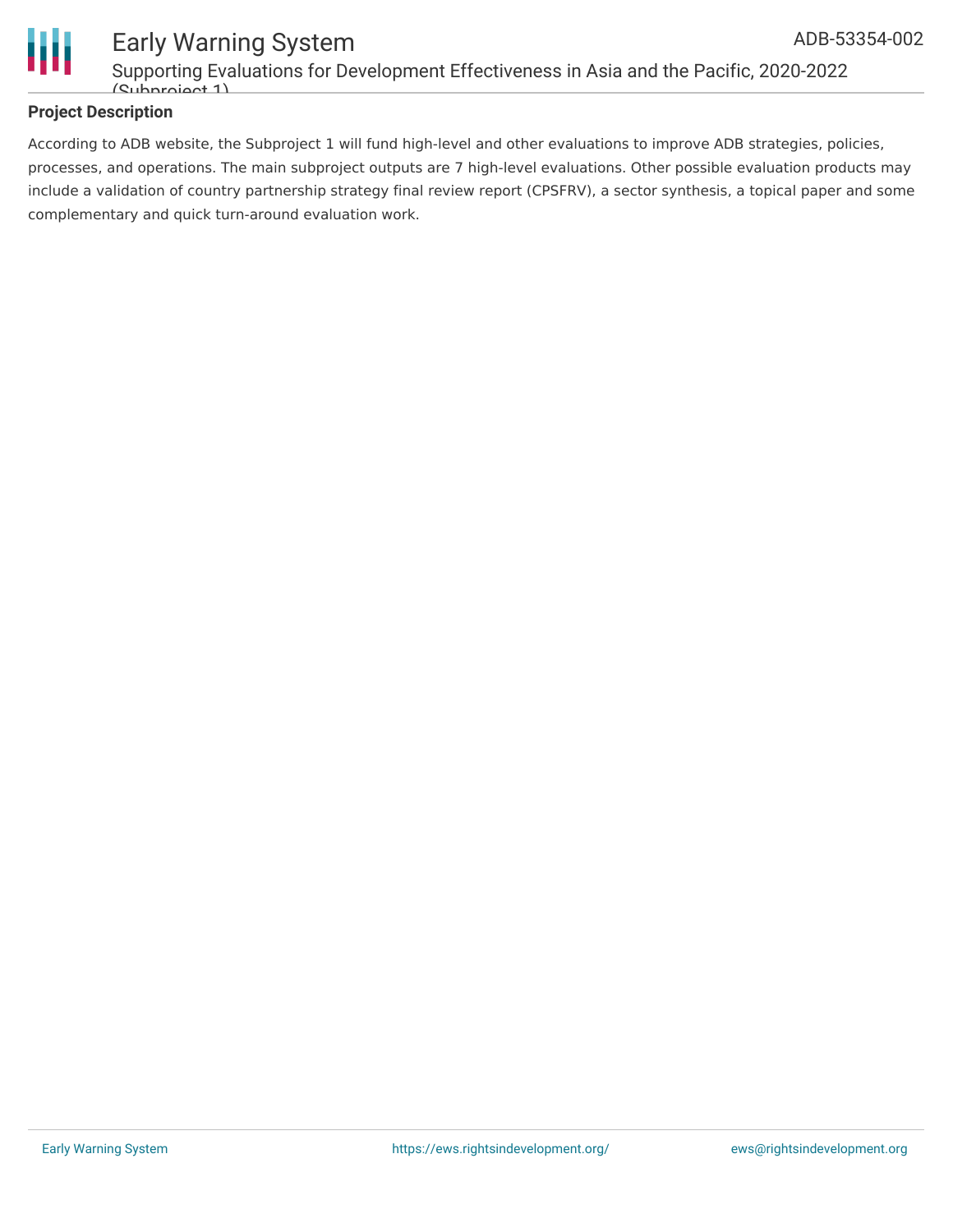## Project Description

According to ADB website, the Subproject 1 will fund high-level and other evaluations to improve ADB strategies, policies, processes, and operations. The main subproject outputs are 7 high-level evaluations. Other possible evaluation products may include a validation of country partnership strategy final review report (CPSFRV), a sector synthesis, a topical paper and some complementary and quick turn-around evaluation work.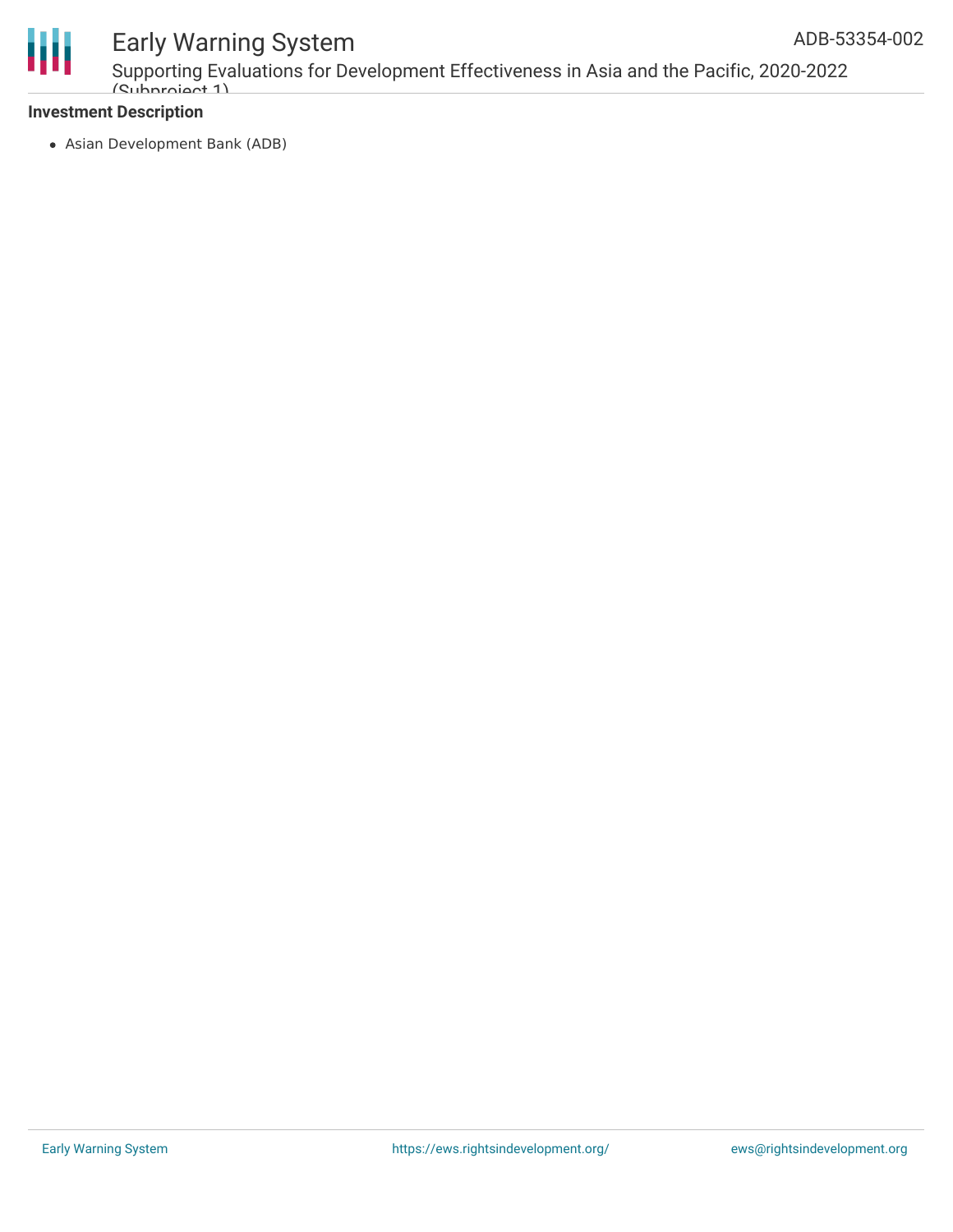### Investment Description

- Asian Development Bank (ADB)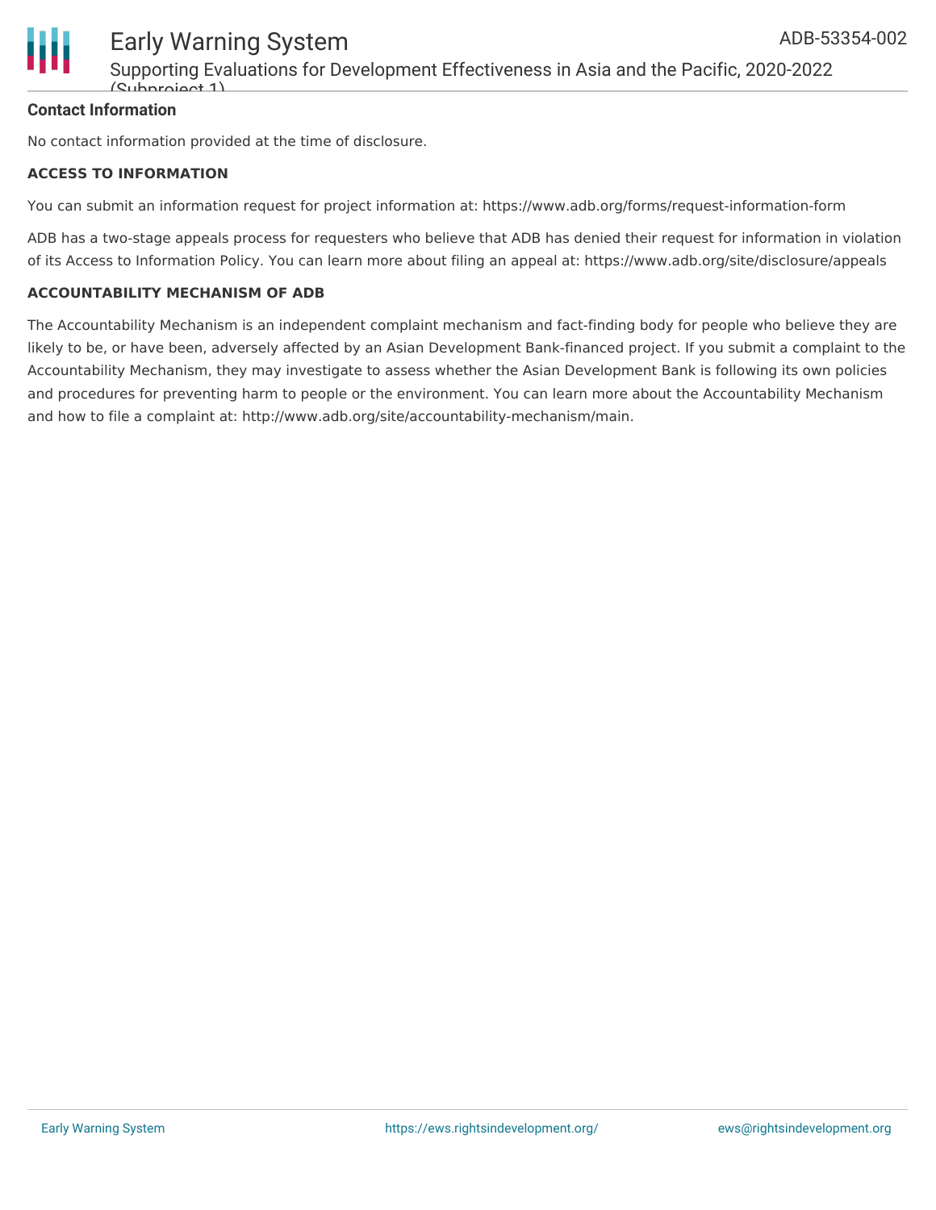**Contact Information**

No contact information provided at the time of disclosure.

**ACCESS TO INFORMATION**

You can submit an information request for project information at: https://www.adb.org/forms/request-information-form

ADB has a two-stage appeals process for requesters who believe that ADB has denied their request for information in violation of its Access to Information Policy. You can learn more about filing an appeal at: https://www.adb.org/site/disclosure/appeals

**ACCOUNTABILITY MECHANISM OF ADB**

The Accountability Mechanism is an independent complaint mechanism and fact-finding body for people who believe they are likely to be, or have been, adversely affected by an Asian Development Bank-financed project. If you submit a complaint to the Accountability Mechanism, they may investigate to assess whether the Asian Development Bank is following its own policies and procedures for preventing harm to people or the environment. You can learn more about the Accountability Mechanism and how to file a complaint at: http://www.adb.org/site/accountability-mechanism/main.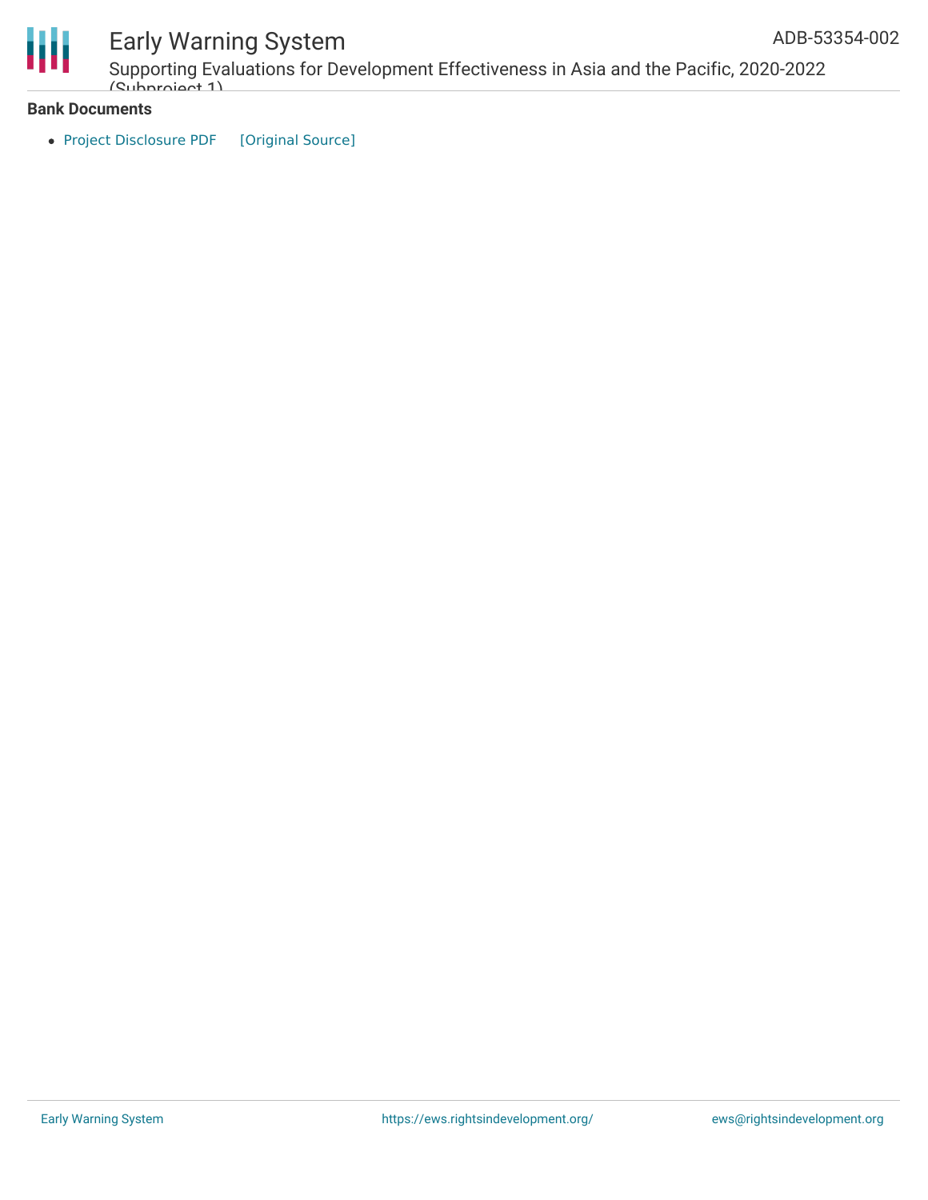**Bank Documents**

- Project Disclosure PDF [Original Source]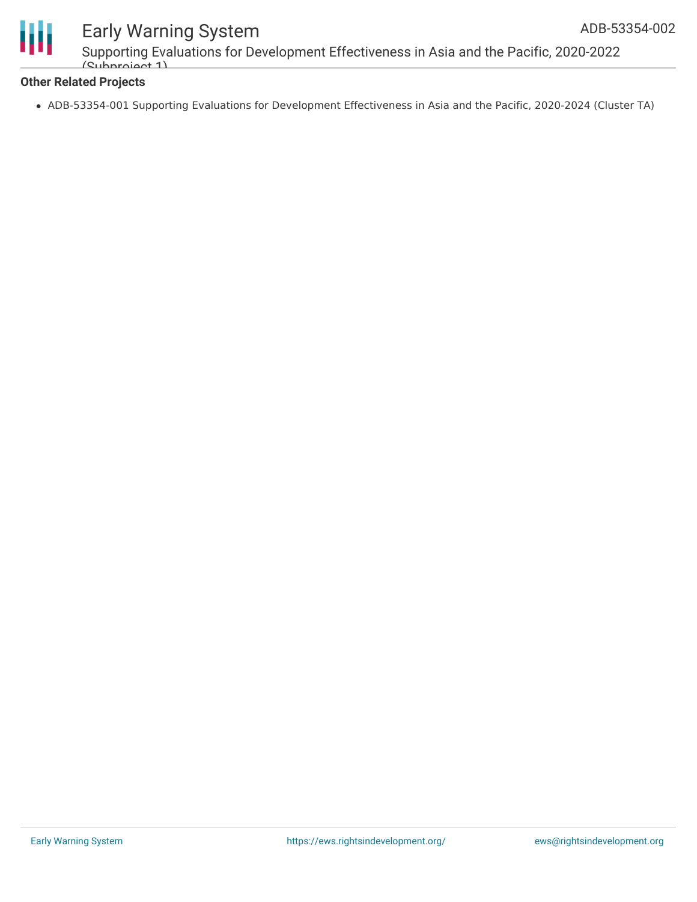**Other Related Projects**

- ADB-53354-001 Supporting Evaluations for Development Effectiveness in Asia and the Pacific, 2020-2024 (Cluster TA)